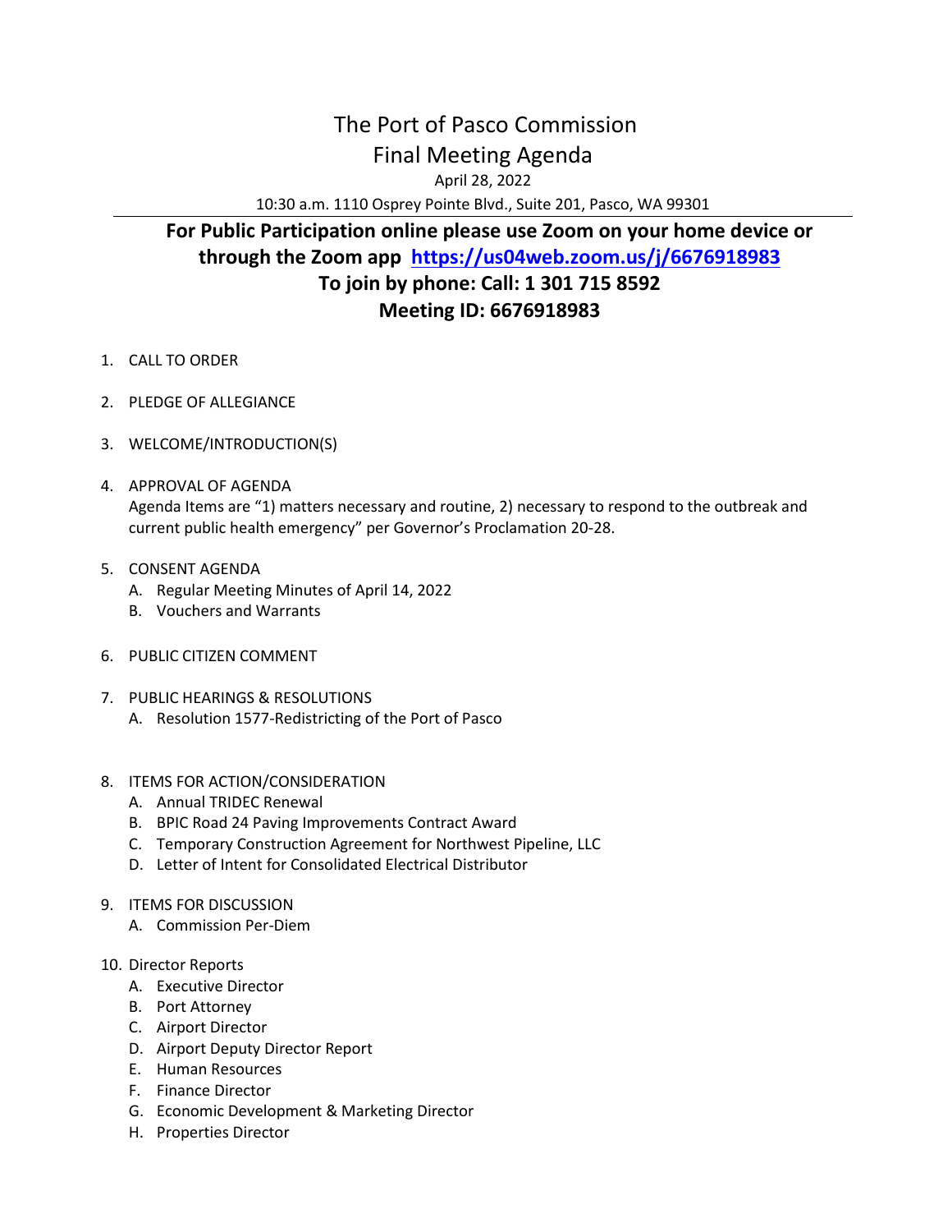# The Port of Pasco Commission

## Final Meeting Agenda

April 28, 2022

10:30 a.m. 1110 Osprey Pointe Blvd., Suite 201, Pasco, WA 99301

---

**For Public Participation online please use Zoom on your home device or through the Zoom app [https://us04web.zoom.us/j/6676918983](https://us04web.zoom.us/j/6676918983)**

**To join by phone: Call: 1 301 715 8592**

**Meeting ID: 6676918983**

1. CALL TO ORDER
2. PLEDGE OF ALLEGIANCE
3. WELCOME/INTRODUCTION(S)
4. APPROVAL OF AGENDA
   Agenda Items are "1) matters necessary and routine, 2) necessary to respond to the outbreak and current public health emergency" per Governor's Proclamation 20-28.
5. CONSENT AGENDA
   A. Regular Meeting Minutes of April 14, 2022
   B. Vouchers and Warrants
6. PUBLIC CITIZEN COMMENT
7. PUBLIC HEARINGS & RESOLUTIONS
   A. Resolution 1577-Redistricting of the Port of Pasco
8. ITEMS FOR ACTION/CONSIDERATION
   A. Annual TRIDEC Renewal
   B. BPIC Road 24 Paving Improvements Contract Award
   C. Temporary Construction Agreement for Northwest Pipeline, LLC
   D. Letter of Intent for Consolidated Electrical Distributor
9. ITEMS FOR DISCUSSION
   A. Commission Per-Diem
10. Director Reports
    A. Executive Director
    B. Port Attorney
    C. Airport Director
    D. Airport Deputy Director Report
    E. Human Resources
    F. Finance Director
    G. Economic Development & Marketing Director
    H. Properties Director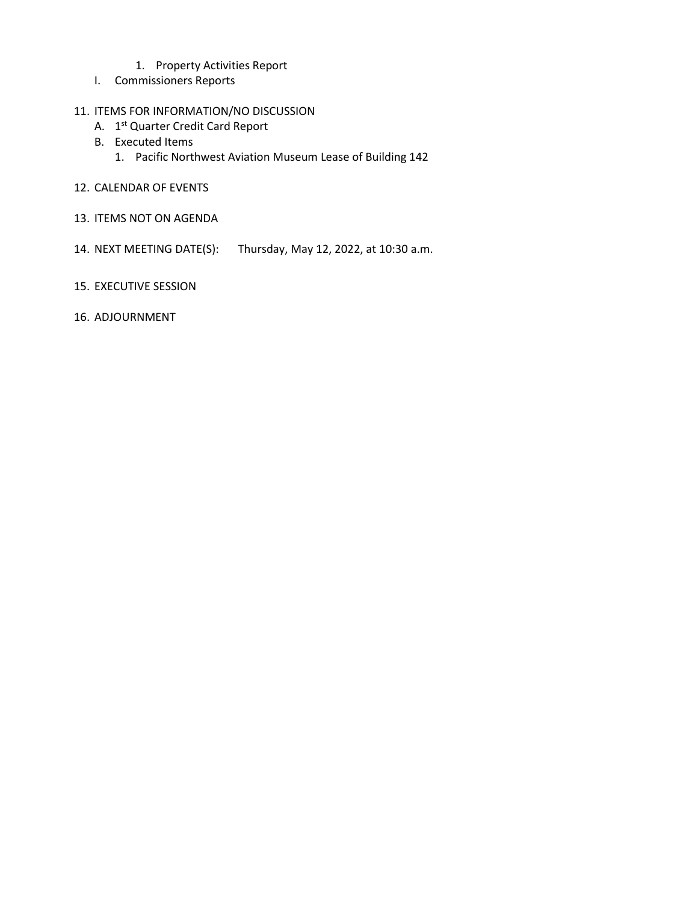1. Property Activities Report

I. Commissioners Reports

11. ITEMS FOR INFORMATION/NO DISCUSSION
    A. 1st Quarter Credit Card Report
    B. Executed Items
        1. Pacific Northwest Aviation Museum Lease of Building 142

12. CALENDAR OF EVENTS

13. ITEMS NOT ON AGENDA

14. NEXT MEETING DATE(S): Thursday, May 12, 2022, at 10:30 a.m.

15. EXECUTIVE SESSION

16. ADJOURNMENT